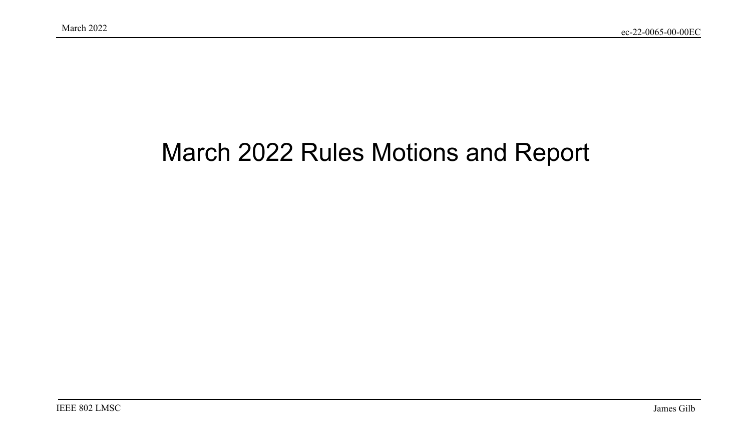# March 2022 Rules Motions and Report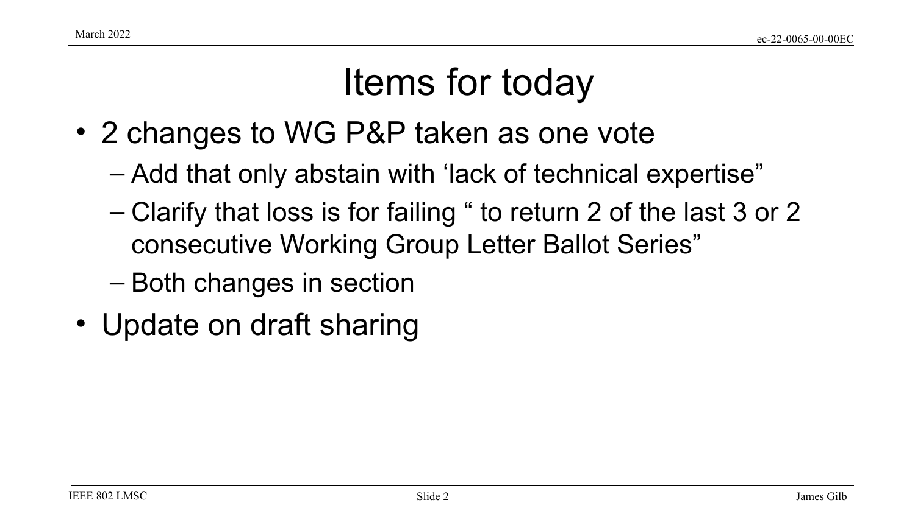# Items for today

- 2 changes to WG P&P taken as one vote
  - Add that only abstain with 'lack of technical expertise"
  - Clarify that loss is for failing " to return 2 of the last 3 or 2 consecutive Working Group Letter Ballot Series"
  - Both changes in section
- Update on draft sharing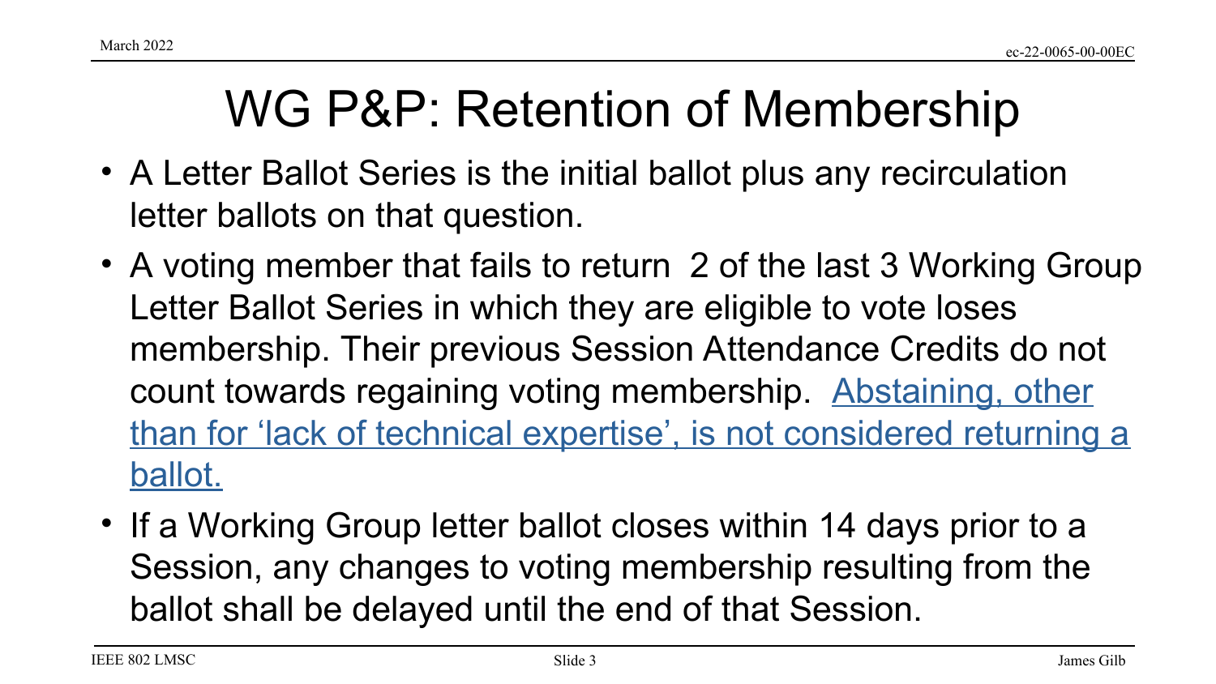# WG P&P: Retention of Membership

- A Letter Ballot Series is the initial ballot plus any recirculation letter ballots on that question.
- A voting member that fails to return 2 of the last 3 Working Group Letter Ballot Series in which they are eligible to vote loses membership. Their previous Session Attendance Credits do not count towards regaining voting membership. <u>Abstaining, other than for 'lack of technical expertise', is not considered returning a ballot.</u>
- If a Working Group letter ballot closes within 14 days prior to a Session, any changes to voting membership resulting from the ballot shall be delayed until the end of that Session.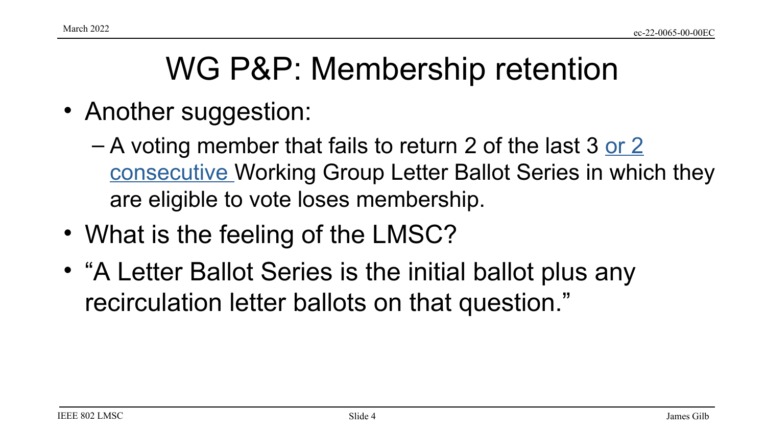# WG P&P: Membership retention

- Another suggestion:
  - A voting member that fails to return 2 of the last 3 <u>or 2 consecutive</u> Working Group Letter Ballot Series in which they are eligible to vote loses membership.
- What is the feeling of the LMSC?
- "A Letter Ballot Series is the initial ballot plus any recirculation letter ballots on that question."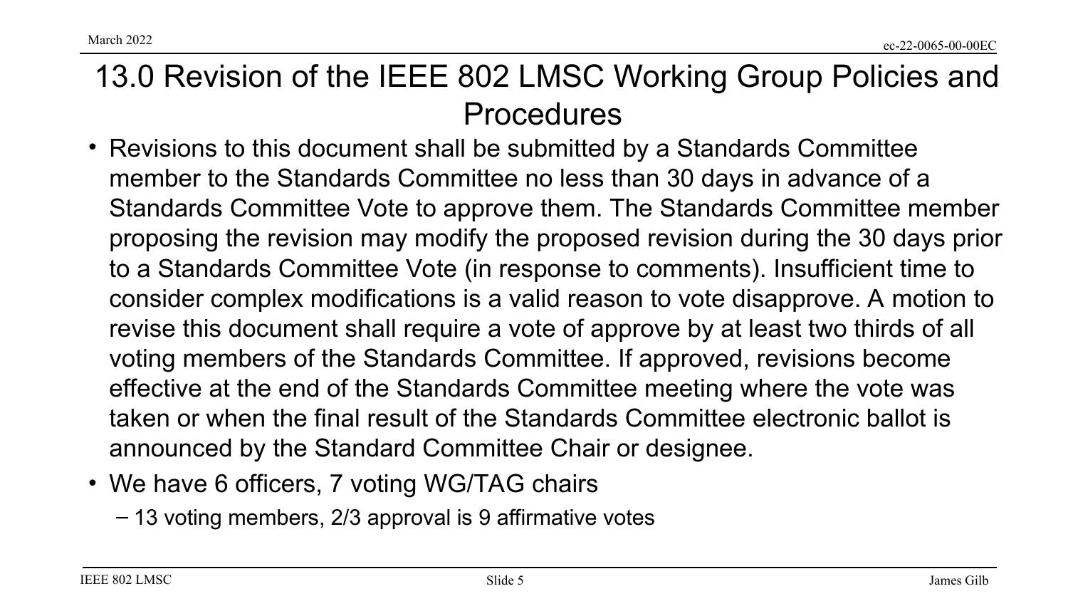# 13.0 Revision of the IEEE 802 LMSC Working Group Policies and Procedures

- Revisions to this document shall be submitted by a Standards Committee member to the Standards Committee no less than 30 days in advance of a Standards Committee Vote to approve them. The Standards Committee member proposing the revision may modify the proposed revision during the 30 days prior to a Standards Committee Vote (in response to comments). Insufficient time to consider complex modifications is a valid reason to vote disapprove. A motion to revise this document shall require a vote of approve by at least two thirds of all voting members of the Standards Committee. If approved, revisions become effective at the end of the Standards Committee meeting where the vote was taken or when the final result of the Standards Committee electronic ballot is announced by the Standard Committee Chair or designee.
- We have 6 officers, 7 voting WG/TAG chairs
  - 13 voting members, 2/3 approval is 9 affirmative votes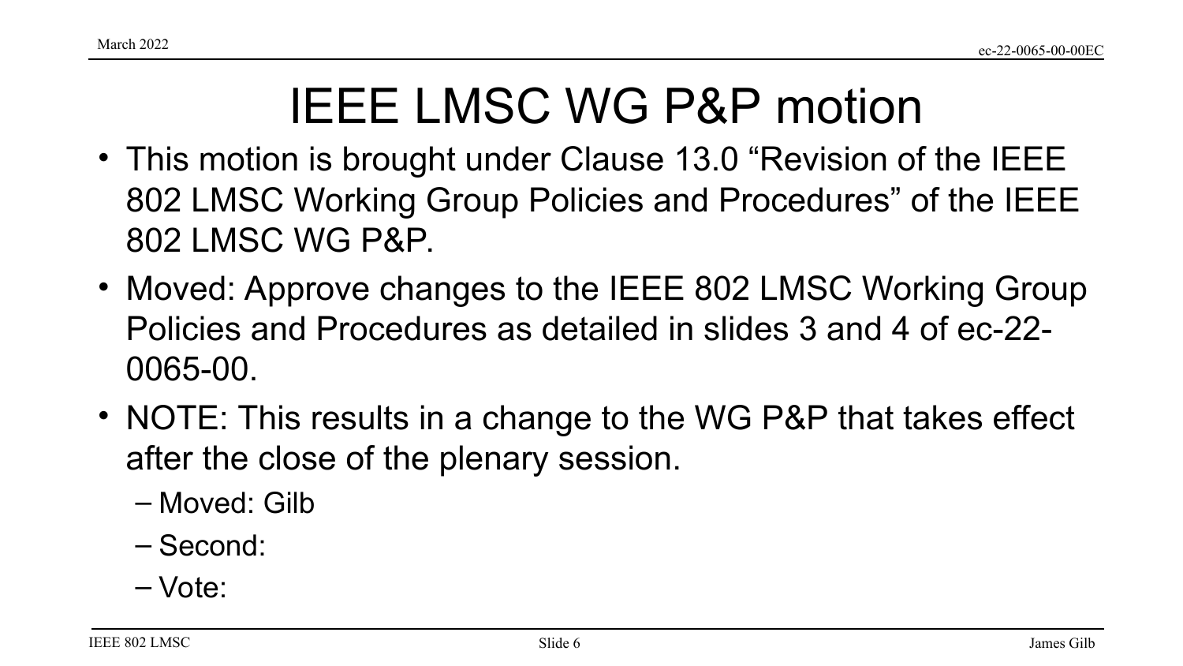# IEEE LMSC WG P&P motion

- This motion is brought under Clause 13.0 “Revision of the IEEE 802 LMSC Working Group Policies and Procedures” of the IEEE 802 LMSC WG P&P.
- Moved: Approve changes to the IEEE 802 LMSC Working Group Policies and Procedures as detailed in slides 3 and 4 of ec-22-0065-00.
- NOTE: This results in a change to the WG P&P that takes effect after the close of the plenary session.
  - Moved: Gilb
  - Second:
  - Vote: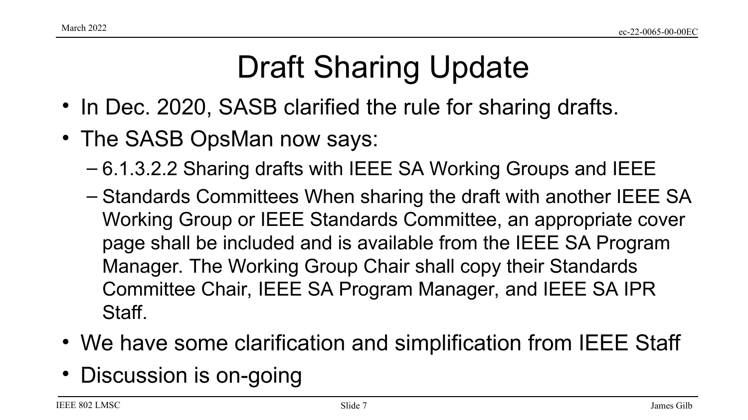# Draft Sharing Update

- In Dec. 2020, SASB clarified the rule for sharing drafts.
- The SASB OpsMan now says:
  - 6.1.3.2.2 Sharing drafts with IEEE SA Working Groups and IEEE
  - Standards Committees When sharing the draft with another IEEE SA Working Group or IEEE Standards Committee, an appropriate cover page shall be included and is available from the IEEE SA Program Manager. The Working Group Chair shall copy their Standards Committee Chair, IEEE SA Program Manager, and IEEE SA IPR Staff.
- We have some clarification and simplification from IEEE Staff
- Discussion is on-going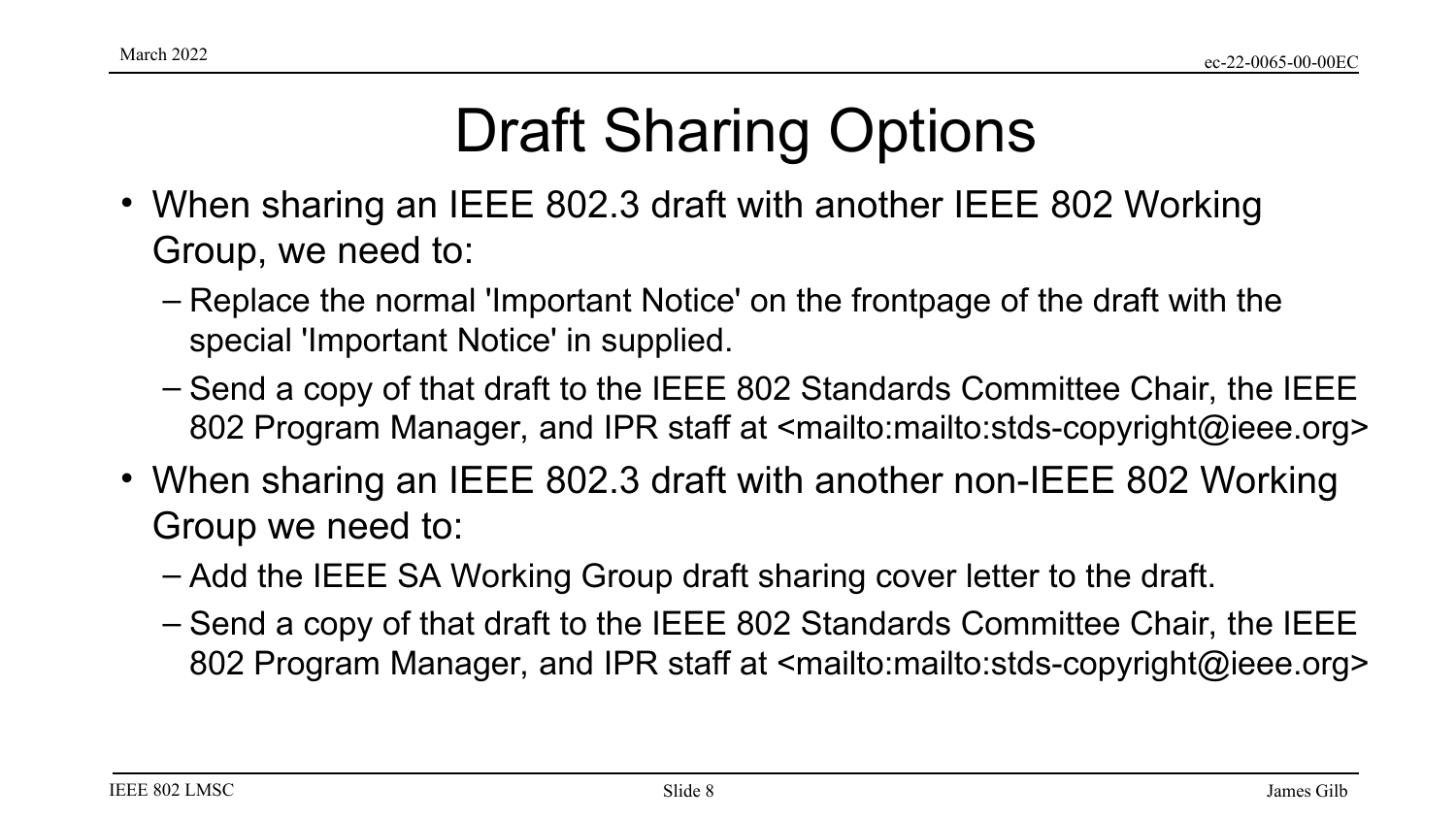# Draft Sharing Options

- When sharing an IEEE 802.3 draft with another IEEE 802 Working Group, we need to:
  - Replace the normal 'Important Notice' on the frontpage of the draft with the special 'Important Notice' in supplied.
  - Send a copy of that draft to the IEEE 802 Standards Committee Chair, the IEEE 802 Program Manager, and IPR staff at <mailto:mailto:stds-copyright@ieee.org>
- When sharing an IEEE 802.3 draft with another non-IEEE 802 Working Group we need to:
  - Add the IEEE SA Working Group draft sharing cover letter to the draft.
  - Send a copy of that draft to the IEEE 802 Standards Committee Chair, the IEEE 802 Program Manager, and IPR staff at <mailto:mailto:stds-copyright@ieee.org>